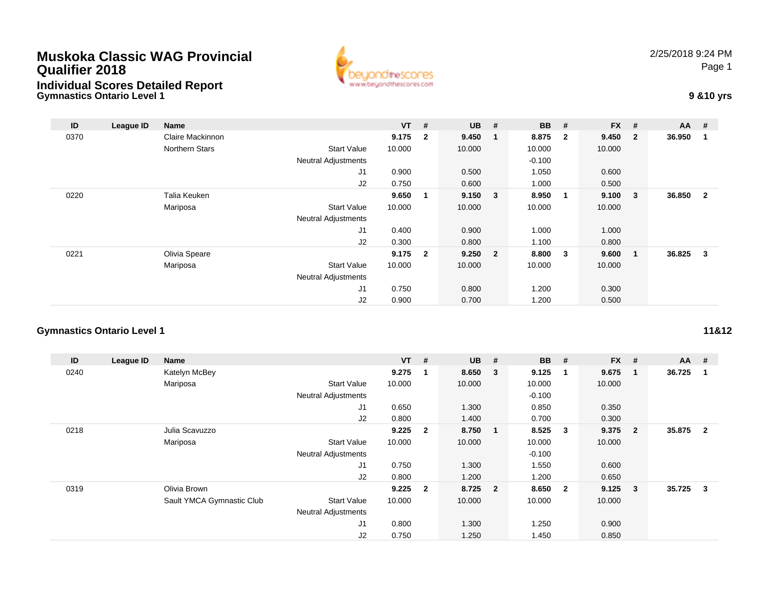# Muskoka Classic WAG Provincial Qualifier 2018

## Individual Scores Detailed Report

### Gymnastics Ontario Level 1

2/25/2018 9:24 PM

**9 &10 yrs**

| ID | League ID | Name | | VT | # | UB | # | BB | # | FX | # | AA | # |
|---|---|---|---|---|---|---|---|---|---|---|---|---|---|
| 0370 | | Claire Mackinnon | | **9.175** | **2** | **9.450** | **1** | **8.875** | **2** | **9.450** | **2** | **36.950** | **1** |
| | | Northern Stars | Start Value | 10.000 | | 10.000 | | 10.000 | | 10.000 | | | |
| | | | Neutral Adjustments | | | | | -0.100 | | | | | |
| | | | J1 | 0.900 | | 0.500 | | 1.050 | | 0.600 | | | |
| | | | J2 | 0.750 | | 0.600 | | 1.000 | | 0.500 | | | |
| 0220 | | Talia Keuken | | **9.650** | **1** | **9.150** | **3** | **8.950** | **1** | **9.100** | **3** | **36.850** | **2** |
| | | Mariposa | Start Value | 10.000 | | 10.000 | | 10.000 | | 10.000 | | | |
| | | | Neutral Adjustments | | | | | | | | | | |
| | | | J1 | 0.400 | | 0.900 | | 1.000 | | 1.000 | | | |
| | | | J2 | 0.300 | | 0.800 | | 1.100 | | 0.800 | | | |
| 0221 | | Olivia Speare | | **9.175** | **2** | **9.250** | **2** | **8.800** | **3** | **9.600** | **1** | **36.825** | **3** |
| | | Mariposa | Start Value | 10.000 | | 10.000 | | 10.000 | | 10.000 | | | |
| | | | Neutral Adjustments | | | | | | | | | | |
| | | | J1 | 0.750 | | 0.800 | | 1.200 | | 0.300 | | | |
| | | | J2 | 0.900 | | 0.700 | | 1.200 | | 0.500 | | | |

### Gymnastics Ontario Level 1

**11&12**

| ID | League ID | Name | | VT | # | UB | # | BB | # | FX | # | AA | # |
|---|---|---|---|---|---|---|---|---|---|---|---|---|---|
| 0240 | | Katelyn McBey | | **9.275** | **1** | **8.650** | **3** | **9.125** | **1** | **9.675** | **1** | **36.725** | **1** |
| | | Mariposa | Start Value | 10.000 | | 10.000 | | 10.000 | | 10.000 | | | |
| | | | Neutral Adjustments | | | | | -0.100 | | | | | |
| | | | J1 | 0.650 | | 1.300 | | 0.850 | | 0.350 | | | |
| | | | J2 | 0.800 | | 1.400 | | 0.700 | | 0.300 | | | |
| 0218 | | Julia Scavuzzo | | **9.225** | **2** | **8.750** | **1** | **8.525** | **3** | **9.375** | **2** | **35.875** | **2** |
| | | Mariposa | Start Value | 10.000 | | 10.000 | | 10.000 | | 10.000 | | | |
| | | | Neutral Adjustments | | | | | -0.100 | | | | | |
| | | | J1 | 0.750 | | 1.300 | | 1.550 | | 0.600 | | | |
| | | | J2 | 0.800 | | 1.200 | | 1.200 | | 0.650 | | | |
| 0319 | | Olivia Brown | | **9.225** | **2** | **8.725** | **2** | **8.650** | **2** | **9.125** | **3** | **35.725** | **3** |
| | | Sault YMCA Gymnastic Club | Start Value | 10.000 | | 10.000 | | 10.000 | | 10.000 | | | |
| | | | Neutral Adjustments | | | | | | | | | | |
| | | | J1 | 0.800 | | 1.300 | | 1.250 | | 0.900 | | | |
| | | | J2 | 0.750 | | 1.250 | | 1.450 | | 0.850 | | | |